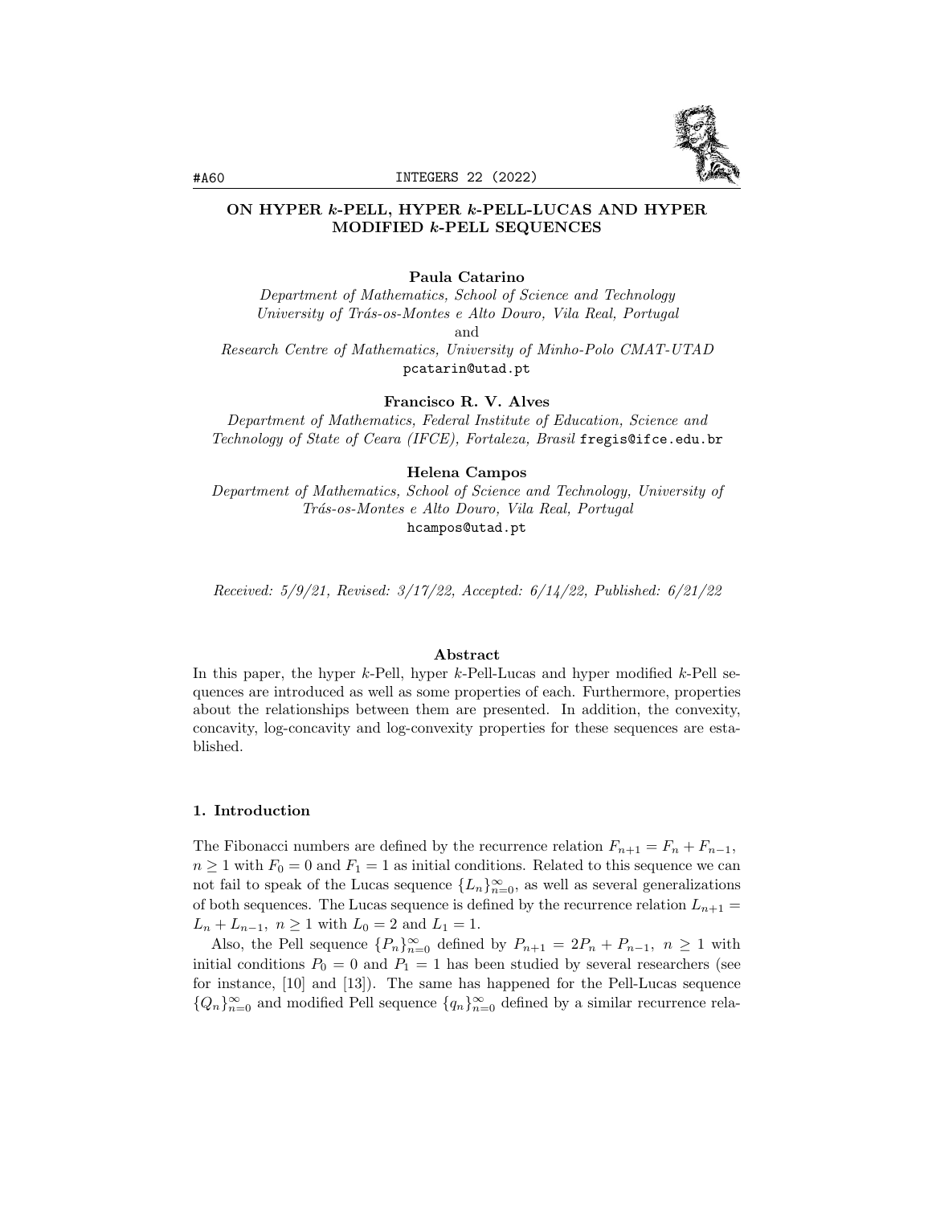# ON HYPER $k$-PELL, HYPER $k$-PELL-LUCAS AND HYPER MODIFIED $k$-PELL SEQUENCES

**Paula Catarino**

*Department of Mathematics, School of Science and Technology*
*University of Trás-os-Montes e Alto Douro, Vila Real, Portugal*
and
*Research Centre of Mathematics, University of Minho-Polo CMAT-UTAD*
pcatarin@utad.pt

**Francisco R. V. Alves**

*Department of Mathematics, Federal Institute of Education, Science and Technology of State of Ceara (IFCE), Fortaleza, Brasil* fregis@ifce.edu.br

**Helena Campos**

*Department of Mathematics, School of Science and Technology, University of Trás-os-Montes e Alto Douro, Vila Real, Portugal*
hcampos@utad.pt

*Received: 5/9/21, Revised: 3/17/22, Accepted: 6/14/22, Published: 6/21/22*

**Abstract**

In this paper, the hyper $k$-Pell, hyper $k$-Pell-Lucas and hyper modified $k$-Pell sequences are introduced as well as some properties of each. Furthermore, properties about the relationships between them are presented. In addition, the convexity, concavity, log-concavity and log-convexity properties for these sequences are established.

## 1. Introduction

The Fibonacci numbers are defined by the recurrence relation $F_{n+1} = F_n + F_{n-1}$, $n \geq 1$ with $F_0 = 0$ and $F_1 = 1$ as initial conditions. Related to this sequence we can not fail to speak of the Lucas sequence $\{L_n\}_{n=0}^{\infty}$, as well as several generalizations of both sequences. The Lucas sequence is defined by the recurrence relation $L_{n+1} = L_n + L_{n-1},\ n \geq 1$ with $L_0 = 2$ and $L_1 = 1$.

Also, the Pell sequence $\{P_n\}_{n=0}^{\infty}$ defined by $P_{n+1} = 2P_n + P_{n-1},\ n \geq 1$ with initial conditions $P_0 = 0$ and $P_1 = 1$ has been studied by several researchers (see for instance, [10] and [13]). The same has happened for the Pell-Lucas sequence $\{Q_n\}_{n=0}^{\infty}$ and modified Pell sequence $\{q_n\}_{n=0}^{\infty}$ defined by a similar recurrence rela-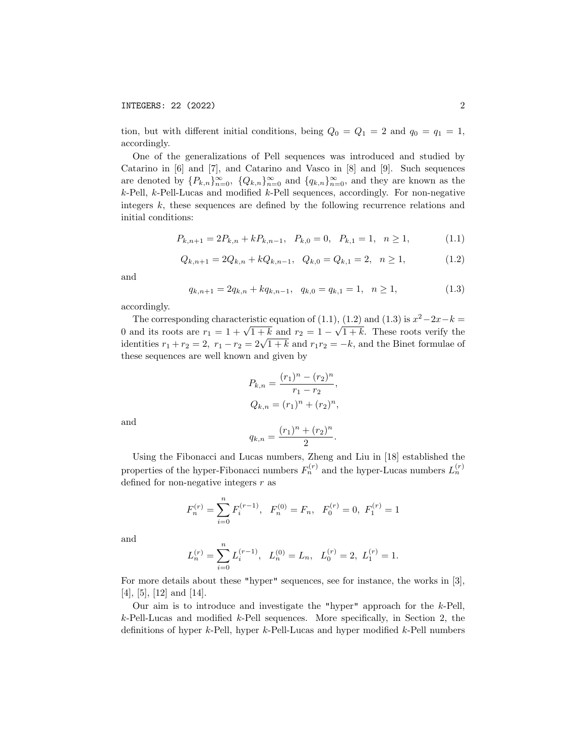tion, but with different initial conditions, being $Q_0 = Q_1 = 2$ and $q_0 = q_1 = 1$, accordingly.

One of the generalizations of Pell sequences was introduced and studied by Catarino in [6] and [7], and Catarino and Vasco in [8] and [9]. Such sequences are denoted by $\{P_{k,n}\}_{n=0}^{\infty}$, $\{Q_{k,n}\}_{n=0}^{\infty}$ and $\{q_{k,n}\}_{n=0}^{\infty}$, and they are known as the $k$-Pell, $k$-Pell-Lucas and modified $k$-Pell sequences, accordingly. For non-negative integers $k$, these sequences are defined by the following recurrence relations and initial conditions:

$$P_{k,n+1} = 2P_{k,n} + kP_{k,n-1}, \quad P_{k,0} = 0, \quad P_{k,1} = 1, \quad n \geq 1, \tag{1.1}$$

$$Q_{k,n+1} = 2Q_{k,n} + kQ_{k,n-1}, \quad Q_{k,0} = Q_{k,1} = 2, \quad n \geq 1, \tag{1.2}$$

and

$$q_{k,n+1} = 2q_{k,n} + kq_{k,n-1}, \quad q_{k,0} = q_{k,1} = 1, \quad n \geq 1, \tag{1.3}$$

accordingly.

The corresponding characteristic equation of (1.1), (1.2) and (1.3) is $x^2 - 2x - k = 0$ and its roots are $r_1 = 1 + \sqrt{1+k}$ and $r_2 = 1 - \sqrt{1+k}$. These roots verify the identities $r_1 + r_2 = 2$, $r_1 - r_2 = 2\sqrt{1+k}$ and $r_1 r_2 = -k$, and the Binet formulae of these sequences are well known and given by

$$P_{k,n} = \frac{(r_1)^n - (r_2)^n}{r_1 - r_2},$$

$$Q_{k,n} = (r_1)^n + (r_2)^n,$$

and

$$q_{k,n} = \frac{(r_1)^n + (r_2)^n}{2}.$$

Using the Fibonacci and Lucas numbers, Zheng and Liu in [18] established the properties of the hyper-Fibonacci numbers $F_n^{(r)}$ and the hyper-Lucas numbers $L_n^{(r)}$ defined for non-negative integers $r$ as

$$F_n^{(r)} = \sum_{i=0}^{n} F_i^{(r-1)}, \quad F_n^{(0)} = F_n, \quad F_0^{(r)} = 0, \ F_1^{(r)} = 1$$

and

$$L_n^{(r)} = \sum_{i=0}^{n} L_i^{(r-1)}, \quad L_n^{(0)} = L_n, \quad L_0^{(r)} = 2, \ L_1^{(r)} = 1.$$

For more details about these "hyper" sequences, see for instance, the works in [3], [4], [5], [12] and [14].

Our aim is to introduce and investigate the "hyper" approach for the $k$-Pell, $k$-Pell-Lucas and modified $k$-Pell sequences. More specifically, in Section 2, the definitions of hyper $k$-Pell, hyper $k$-Pell-Lucas and hyper modified $k$-Pell numbers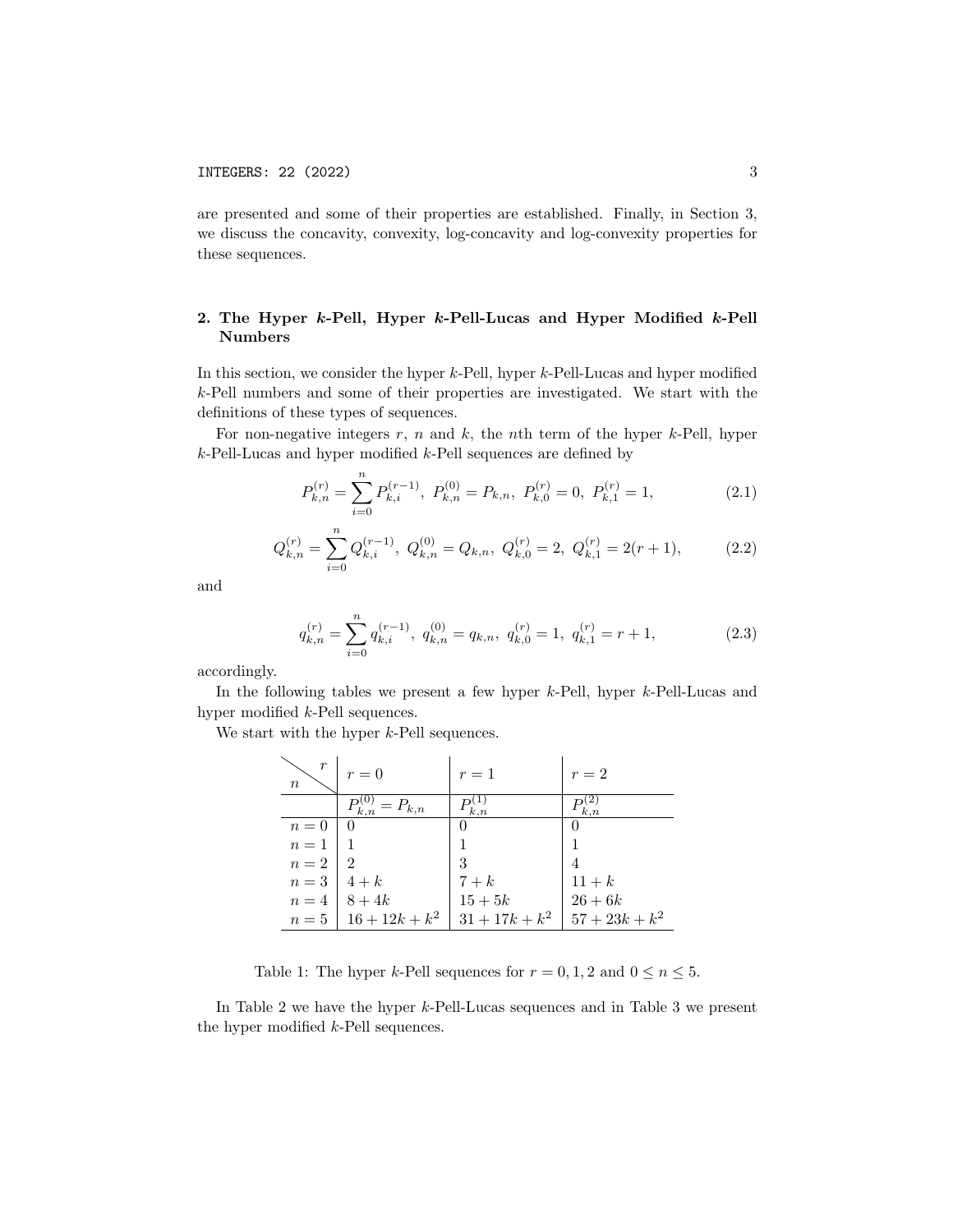are presented and some of their properties are established. Finally, in Section 3, we discuss the concavity, convexity, log-concavity and log-convexity properties for these sequences.

## 2. The Hyper $k$-Pell, Hyper $k$-Pell-Lucas and Hyper Modified $k$-Pell Numbers

In this section, we consider the hyper $k$-Pell, hyper $k$-Pell-Lucas and hyper modified $k$-Pell numbers and some of their properties are investigated. We start with the definitions of these types of sequences.

For non-negative integers $r$, $n$ and $k$, the $n$th term of the hyper $k$-Pell, hyper $k$-Pell-Lucas and hyper modified $k$-Pell sequences are defined by

$$P_{k,n}^{(r)} = \sum_{i=0}^{n} P_{k,i}^{(r-1)},\ P_{k,n}^{(0)} = P_{k,n},\ P_{k,0}^{(r)} = 0,\ P_{k,1}^{(r)} = 1, \tag{2.1}$$

$$Q_{k,n}^{(r)} = \sum_{i=0}^{n} Q_{k,i}^{(r-1)},\ Q_{k,n}^{(0)} = Q_{k,n},\ Q_{k,0}^{(r)} = 2,\ Q_{k,1}^{(r)} = 2(r+1), \tag{2.2}$$

and

$$q_{k,n}^{(r)} = \sum_{i=0}^{n} q_{k,i}^{(r-1)},\ q_{k,n}^{(0)} = q_{k,n},\ q_{k,0}^{(r)} = 1,\ q_{k,1}^{(r)} = r+1, \tag{2.3}$$

accordingly.

In the following tables we present a few hyper $k$-Pell, hyper $k$-Pell-Lucas and hyper modified $k$-Pell sequences.

We start with the hyper $k$-Pell sequences.

| $n$ \ $r$ | $r=0$ | $r=1$ | $r=2$ |
|---|---|---|---|
| | $P_{k,n}^{(0)} = P_{k,n}$ | $P_{k,n}^{(1)}$ | $P_{k,n}^{(2)}$ |
| $n=0$ | $0$ | $0$ | $0$ |
| $n=1$ | $1$ | $1$ | $1$ |
| $n=2$ | $2$ | $3$ | $4$ |
| $n=3$ | $4+k$ | $7+k$ | $11+k$ |
| $n=4$ | $8+4k$ | $15+5k$ | $26+6k$ |
| $n=5$ | $16+12k+k^2$ | $31+17k+k^2$ | $57+23k+k^2$ |

Table 1: The hyper $k$-Pell sequences for $r=0,1,2$ and $0 \le n \le 5$.

In Table 2 we have the hyper $k$-Pell-Lucas sequences and in Table 3 we present the hyper modified $k$-Pell sequences.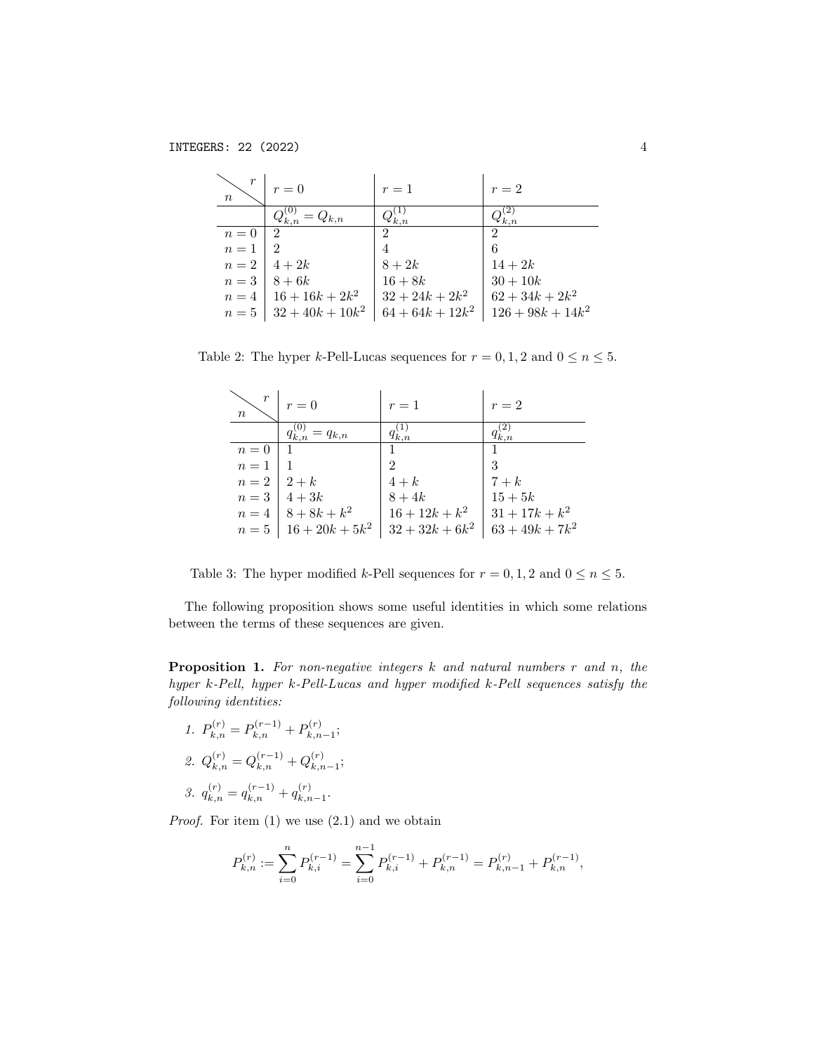| $n$ \ $r$ | $r=0$ | $r=1$ | $r=2$ |
|---|---|---|---|
| | $Q_{k,n}^{(0)} = Q_{k,n}$ | $Q_{k,n}^{(1)}$ | $Q_{k,n}^{(2)}$ |
| $n=0$ | $2$ | $2$ | $2$ |
| $n=1$ | $2$ | $4$ | $6$ |
| $n=2$ | $4+2k$ | $8+2k$ | $14+2k$ |
| $n=3$ | $8+6k$ | $16+8k$ | $30+10k$ |
| $n=4$ | $16+16k+2k^2$ | $32+24k+2k^2$ | $62+34k+2k^2$ |
| $n=5$ | $32+40k+10k^2$ | $64+64k+12k^2$ | $126+98k+14k^2$ |

Table 2: The hyper $k$-Pell-Lucas sequences for $r=0,1,2$ and $0 \leq n \leq 5$.

| $n$ \ $r$ | $r=0$ | $r=1$ | $r=2$ |
|---|---|---|---|
| | $q_{k,n}^{(0)} = q_{k,n}$ | $q_{k,n}^{(1)}$ | $q_{k,n}^{(2)}$ |
| $n=0$ | $1$ | $1$ | $1$ |
| $n=1$ | $1$ | $2$ | $3$ |
| $n=2$ | $2+k$ | $4+k$ | $7+k$ |
| $n=3$ | $4+3k$ | $8+4k$ | $15+5k$ |
| $n=4$ | $8+8k+k^2$ | $16+12k+k^2$ | $31+17k+k^2$ |
| $n=5$ | $16+20k+5k^2$ | $32+32k+6k^2$ | $63+49k+7k^2$ |

Table 3: The hyper modified $k$-Pell sequences for $r=0,1,2$ and $0 \leq n \leq 5$.

The following proposition shows some useful identities in which some relations between the terms of these sequences are given.

**Proposition 1.** *For non-negative integers $k$ and natural numbers $r$ and $n$, the hyper $k$-Pell, hyper $k$-Pell-Lucas and hyper modified $k$-Pell sequences satisfy the following identities:*

1. $P_{k,n}^{(r)} = P_{k,n}^{(r-1)} + P_{k,n-1}^{(r)}$;
2. $Q_{k,n}^{(r)} = Q_{k,n}^{(r-1)} + Q_{k,n-1}^{(r)}$;
3. $q_{k,n}^{(r)} = q_{k,n}^{(r-1)} + q_{k,n-1}^{(r)}$.

*Proof.* For item (1) we use (2.1) and we obtain

$$P_{k,n}^{(r)} := \sum_{i=0}^{n} P_{k,i}^{(r-1)} = \sum_{i=0}^{n-1} P_{k,i}^{(r-1)} + P_{k,n}^{(r-1)} = P_{k,n-1}^{(r)} + P_{k,n}^{(r-1)},$$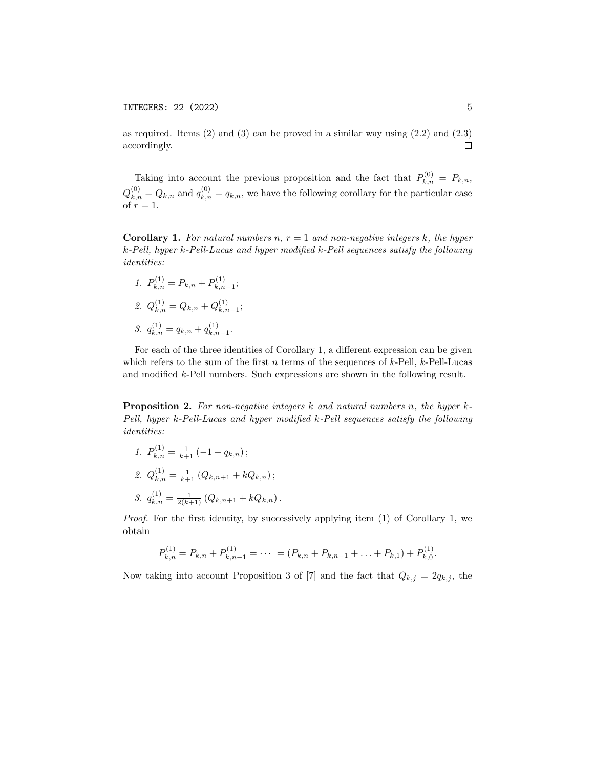as required. Items (2) and (3) can be proved in a similar way using (2.2) and (2.3) accordingly. $\square$

Taking into account the previous proposition and the fact that $P_{k,n}^{(0)} = P_{k,n}$, $Q_{k,n}^{(0)} = Q_{k,n}$ and $q_{k,n}^{(0)} = q_{k,n}$, we have the following corollary for the particular case of $r = 1$.

**Corollary 1.** *For natural numbers $n$, $r = 1$ and non-negative integers $k$, the hyper $k$-Pell, hyper $k$-Pell-Lucas and hyper modified $k$-Pell sequences satisfy the following identities:*

1. $P_{k,n}^{(1)} = P_{k,n} + P_{k,n-1}^{(1)}$;
2. $Q_{k,n}^{(1)} = Q_{k,n} + Q_{k,n-1}^{(1)}$;
3. $q_{k,n}^{(1)} = q_{k,n} + q_{k,n-1}^{(1)}$.

For each of the three identities of Corollary 1, a different expression can be given which refers to the sum of the first $n$ terms of the sequences of $k$-Pell, $k$-Pell-Lucas and modified $k$-Pell numbers. Such expressions are shown in the following result.

**Proposition 2.** *For non-negative integers $k$ and natural numbers $n$, the hyper $k$-Pell, hyper $k$-Pell-Lucas and hyper modified $k$-Pell sequences satisfy the following identities:*

1. $P_{k,n}^{(1)} = \frac{1}{k+1}\left(-1 + q_{k,n}\right)$;
2. $Q_{k,n}^{(1)} = \frac{1}{k+1}\left(Q_{k,n+1} + kQ_{k,n}\right)$;
3. $q_{k,n}^{(1)} = \frac{1}{2(k+1)}\left(Q_{k,n+1} + kQ_{k,n}\right)$.

*Proof.* For the first identity, by successively applying item (1) of Corollary 1, we obtain

$$P_{k,n}^{(1)} = P_{k,n} + P_{k,n-1}^{(1)} = \cdots = (P_{k,n} + P_{k,n-1} + \ldots + P_{k,1}) + P_{k,0}^{(1)}.$$

Now taking into account Proposition 3 of [7] and the fact that $Q_{k,j} = 2q_{k,j}$, the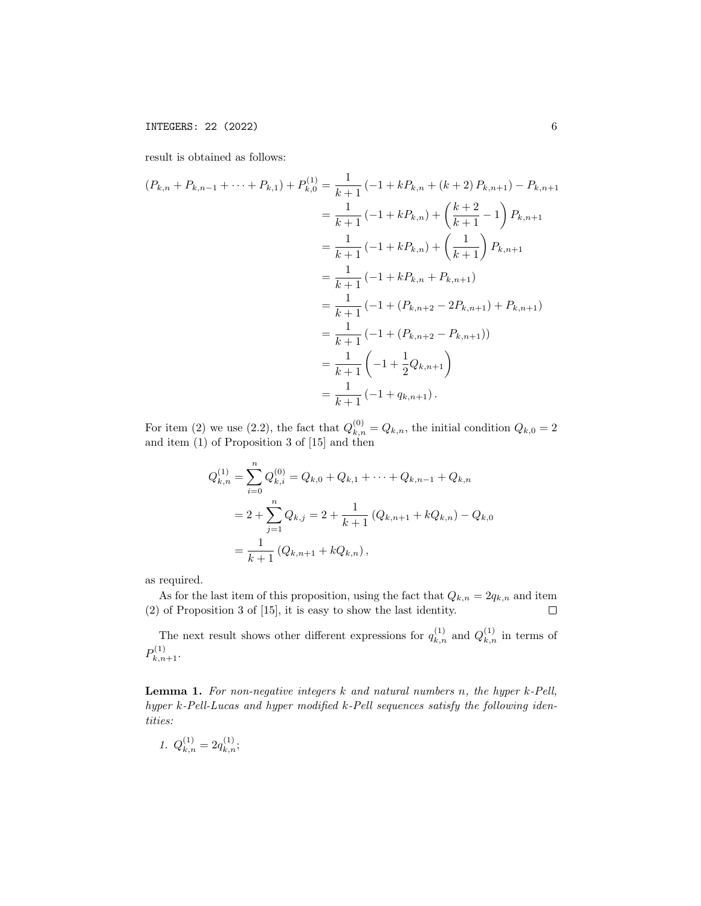result is obtained as follows:

$$
\begin{aligned}
(P_{k,n}+P_{k,n-1}+\cdots+P_{k,1})+P_{k,0}^{(1)} &= \frac{1}{k+1}\left(-1+kP_{k,n}+(k+2)\,P_{k,n+1}\right)-P_{k,n+1}\\
&= \frac{1}{k+1}\left(-1+kP_{k,n}\right)+\left(\frac{k+2}{k+1}-1\right)P_{k,n+1}\\
&= \frac{1}{k+1}\left(-1+kP_{k,n}\right)+\left(\frac{1}{k+1}\right)P_{k,n+1}\\
&= \frac{1}{k+1}\left(-1+kP_{k,n}+P_{k,n+1}\right)\\
&= \frac{1}{k+1}\left(-1+(P_{k,n+2}-2P_{k,n+1})+P_{k,n+1}\right)\\
&= \frac{1}{k+1}\left(-1+(P_{k,n+2}-P_{k,n+1})\right)\\
&= \frac{1}{k+1}\left(-1+\frac{1}{2}Q_{k,n+1}\right)\\
&= \frac{1}{k+1}\left(-1+q_{k,n+1}\right).
\end{aligned}
$$

For item (2) we use (2.2), the fact that $Q_{k,n}^{(0)}=Q_{k,n}$, the initial condition $Q_{k,0}=2$ and item (1) of Proposition 3 of [15] and then

$$
\begin{aligned}
Q_{k,n}^{(1)} &= \sum_{i=0}^{n} Q_{k,i}^{(0)} = Q_{k,0}+Q_{k,1}+\cdots+Q_{k,n-1}+Q_{k,n}\\
&= 2+\sum_{j=1}^{n} Q_{k,j} = 2+\frac{1}{k+1}\left(Q_{k,n+1}+kQ_{k,n}\right)-Q_{k,0}\\
&= \frac{1}{k+1}\left(Q_{k,n+1}+kQ_{k,n}\right),
\end{aligned}
$$

as required.

As for the last item of this proposition, using the fact that $Q_{k,n}=2q_{k,n}$ and item (2) of Proposition 3 of [15], it is easy to show the last identity. □

The next result shows other different expressions for $q_{k,n}^{(1)}$ and $Q_{k,n}^{(1)}$ in terms of $P_{k,n+1}^{(1)}$.

**Lemma 1.** *For non-negative integers $k$ and natural numbers $n$, the hyper $k$-Pell, hyper $k$-Pell-Lucas and hyper modified $k$-Pell sequences satisfy the following identities:*

1. $Q_{k,n}^{(1)}=2q_{k,n}^{(1)}$;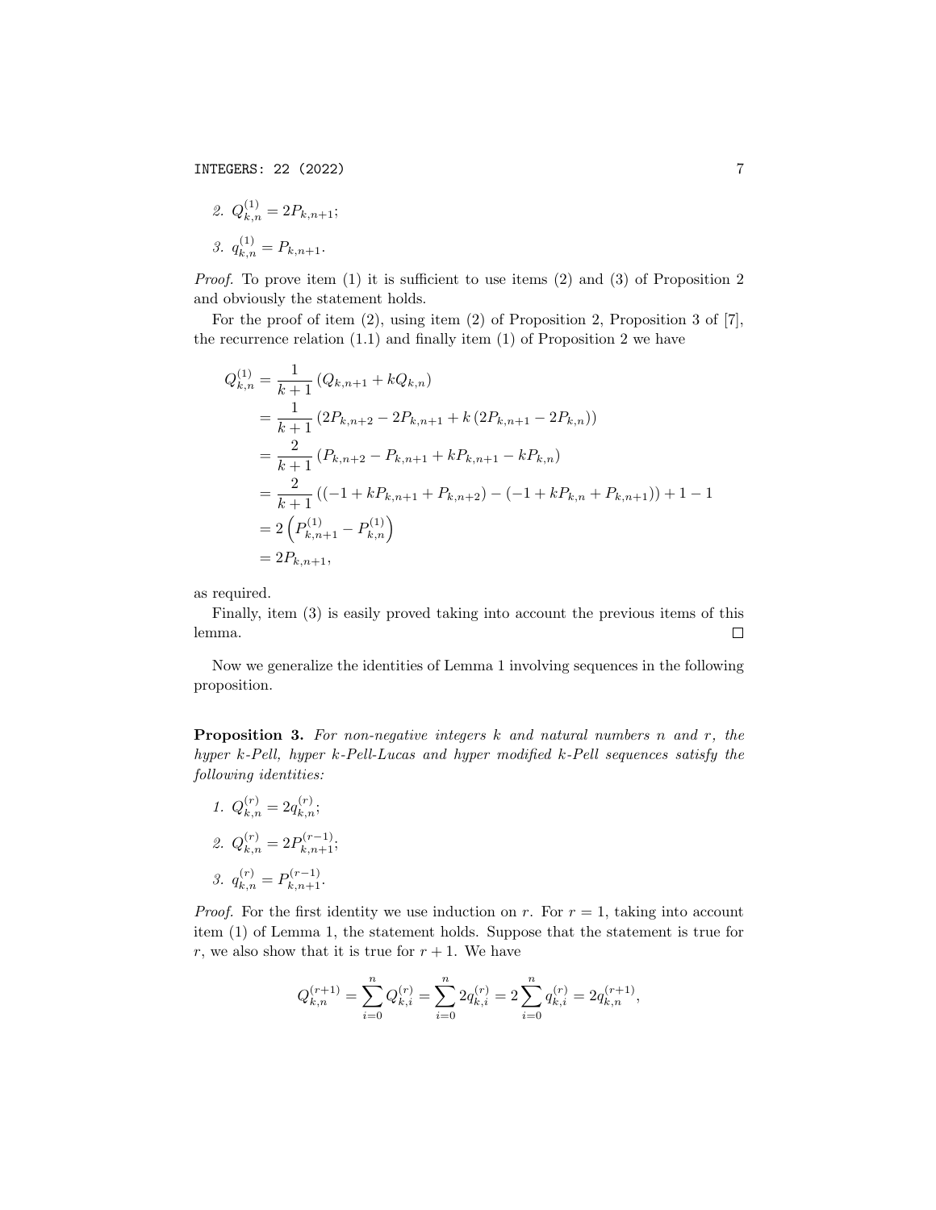2. $Q^{(1)}_{k,n} = 2P_{k,n+1}$;

3. $q^{(1)}_{k,n} = P_{k,n+1}$.

*Proof.* To prove item (1) it is sufficient to use items (2) and (3) of Proposition 2 and obviously the statement holds.

For the proof of item (2), using item (2) of Proposition 2, Proposition 3 of [7], the recurrence relation (1.1) and finally item (1) of Proposition 2 we have

$$
\begin{aligned}
Q^{(1)}_{k,n} &= \frac{1}{k+1}\left(Q_{k,n+1} + kQ_{k,n}\right) \\
&= \frac{1}{k+1}\left(2P_{k,n+2} - 2P_{k,n+1} + k\left(2P_{k,n+1} - 2P_{k,n}\right)\right) \\
&= \frac{2}{k+1}\left(P_{k,n+2} - P_{k,n+1} + kP_{k,n+1} - kP_{k,n}\right) \\
&= \frac{2}{k+1}\left(\left(-1 + kP_{k,n+1} + P_{k,n+2}\right) - \left(-1 + kP_{k,n} + P_{k,n+1}\right)\right) + 1 - 1 \\
&= 2\left(P^{(1)}_{k,n+1} - P^{(1)}_{k,n}\right) \\
&= 2P_{k,n+1},
\end{aligned}
$$

as required.

Finally, item (3) is easily proved taking into account the previous items of this lemma. $\square$

Now we generalize the identities of Lemma 1 involving sequences in the following proposition.

**Proposition 3.** *For non-negative integers $k$ and natural numbers $n$ and $r$, the hyper k-Pell, hyper k-Pell-Lucas and hyper modified k-Pell sequences satisfy the following identities:*

1. $Q^{(r)}_{k,n} = 2q^{(r)}_{k,n}$;

2. $Q^{(r)}_{k,n} = 2P^{(r-1)}_{k,n+1}$;

3. $q^{(r)}_{k,n} = P^{(r-1)}_{k,n+1}$.

*Proof.* For the first identity we use induction on $r$. For $r = 1$, taking into account item (1) of Lemma 1, the statement holds. Suppose that the statement is true for $r$, we also show that it is true for $r + 1$. We have

$$
Q^{(r+1)}_{k,n} = \sum_{i=0}^{n} Q^{(r)}_{k,i} = \sum_{i=0}^{n} 2q^{(r)}_{k,i} = 2\sum_{i=0}^{n} q^{(r)}_{k,i} = 2q^{(r+1)}_{k,n},
$$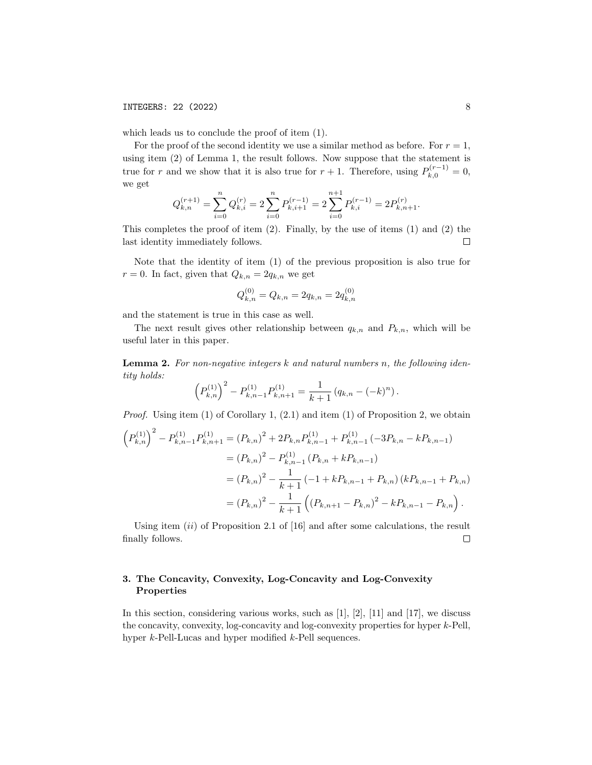which leads us to conclude the proof of item (1).

For the proof of the second identity we use a similar method as before. For $r = 1$, using item (2) of Lemma 1, the result follows. Now suppose that the statement is true for $r$ and we show that it is also true for $r + 1$. Therefore, using $P_{k,0}^{(r-1)} = 0$, we get

$$Q_{k,n}^{(r+1)} = \sum_{i=0}^{n} Q_{k,i}^{(r)} = 2\sum_{i=0}^{n} P_{k,i+1}^{(r-1)} = 2\sum_{i=0}^{n+1} P_{k,i}^{(r-1)} = 2P_{k,n+1}^{(r)}.$$

This completes the proof of item (2). Finally, by the use of items (1) and (2) the last identity immediately follows. □

Note that the identity of item (1) of the previous proposition is also true for $r = 0$. In fact, given that $Q_{k,n} = 2q_{k,n}$ we get

$$Q_{k,n}^{(0)} = Q_{k,n} = 2q_{k,n} = 2q_{k,n}^{(0)}$$

and the statement is true in this case as well.

The next result gives other relationship between $q_{k,n}$ and $P_{k,n}$, which will be useful later in this paper.

**Lemma 2.** *For non-negative integers $k$ and natural numbers $n$, the following identity holds:*

$$\left(P_{k,n}^{(1)}\right)^2 - P_{k,n-1}^{(1)} P_{k,n+1}^{(1)} = \frac{1}{k+1}\left(q_{k,n} - (-k)^n\right).$$

*Proof.* Using item (1) of Corollary 1, (2.1) and item (1) of Proposition 2, we obtain

$$\begin{aligned}
\left(P_{k,n}^{(1)}\right)^2 - P_{k,n-1}^{(1)} P_{k,n+1}^{(1)} &= \left(P_{k,n}\right)^2 + 2P_{k,n}P_{k,n-1}^{(1)} + P_{k,n-1}^{(1)}\left(-3P_{k,n} - kP_{k,n-1}\right)\\
&= \left(P_{k,n}\right)^2 - P_{k,n-1}^{(1)}\left(P_{k,n} + kP_{k,n-1}\right)\\
&= \left(P_{k,n}\right)^2 - \frac{1}{k+1}\left(-1 + kP_{k,n-1} + P_{k,n}\right)\left(kP_{k,n-1} + P_{k,n}\right)\\
&= \left(P_{k,n}\right)^2 - \frac{1}{k+1}\left(\left(P_{k,n+1} - P_{k,n}\right)^2 - kP_{k,n-1} - P_{k,n}\right).
\end{aligned}$$

Using item $(ii)$ of Proposition 2.1 of [16] and after some calculations, the result finally follows. □

## 3. The Concavity, Convexity, Log-Concavity and Log-Convexity Properties

In this section, considering various works, such as [1], [2], [11] and [17], we discuss the concavity, convexity, log-concavity and log-convexity properties for hyper $k$-Pell, hyper $k$-Pell-Lucas and hyper modified $k$-Pell sequences.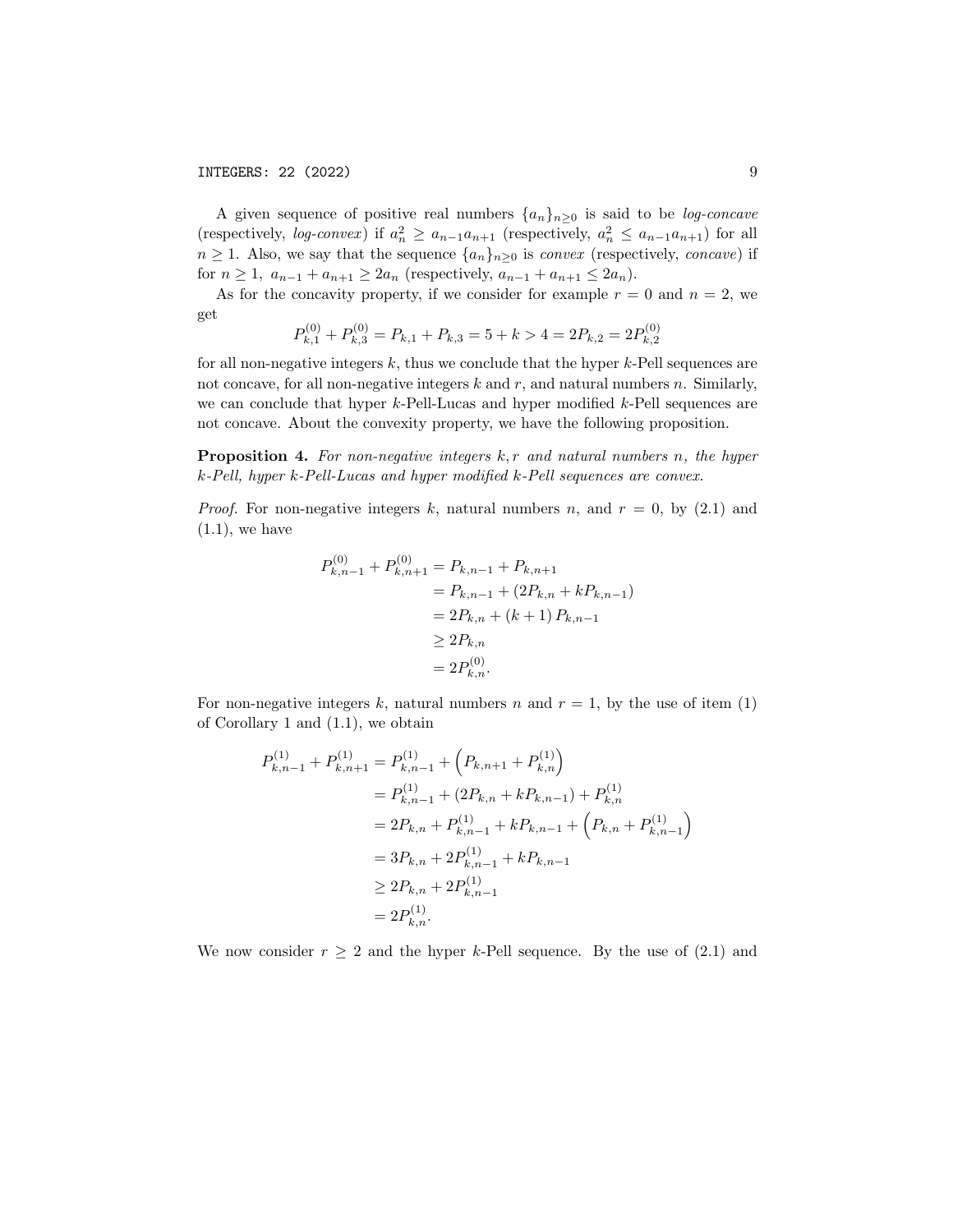A given sequence of positive real numbers $\{a_n\}_{n\geq 0}$ is said to be *log-concave* (respectively, *log-convex*) if $a_n^2 \geq a_{n-1}a_{n+1}$ (respectively, $a_n^2 \leq a_{n-1}a_{n+1}$) for all $n \geq 1$. Also, we say that the sequence $\{a_n\}_{n\geq 0}$ is *convex* (respectively, *concave*) if for $n \geq 1$, $a_{n-1} + a_{n+1} \geq 2a_n$ (respectively, $a_{n-1} + a_{n+1} \leq 2a_n$).

As for the concavity property, if we consider for example $r = 0$ and $n = 2$, we get

$$P_{k,1}^{(0)} + P_{k,3}^{(0)} = P_{k,1} + P_{k,3} = 5 + k > 4 = 2P_{k,2} = 2P_{k,2}^{(0)}$$

for all non-negative integers $k$, thus we conclude that the hyper $k$-Pell sequences are not concave, for all non-negative integers $k$ and $r$, and natural numbers $n$. Similarly, we can conclude that hyper $k$-Pell-Lucas and hyper modified $k$-Pell sequences are not concave. About the convexity property, we have the following proposition.

**Proposition 4.** *For non-negative integers $k, r$ and natural numbers $n$, the hyper $k$-Pell, hyper $k$-Pell-Lucas and hyper modified $k$-Pell sequences are convex.*

*Proof.* For non-negative integers $k$, natural numbers $n$, and $r = 0$, by (2.1) and (1.1), we have

$$\begin{aligned}
P_{k,n-1}^{(0)} + P_{k,n+1}^{(0)} &= P_{k,n-1} + P_{k,n+1} \\
&= P_{k,n-1} + (2P_{k,n} + kP_{k,n-1}) \\
&= 2P_{k,n} + (k+1)\,P_{k,n-1} \\
&\geq 2P_{k,n} \\
&= 2P_{k,n}^{(0)}.
\end{aligned}$$

For non-negative integers $k$, natural numbers $n$ and $r = 1$, by the use of item (1) of Corollary 1 and (1.1), we obtain

$$\begin{aligned}
P_{k,n-1}^{(1)} + P_{k,n+1}^{(1)} &= P_{k,n-1}^{(1)} + \left(P_{k,n+1} + P_{k,n}^{(1)}\right) \\
&= P_{k,n-1}^{(1)} + (2P_{k,n} + kP_{k,n-1}) + P_{k,n}^{(1)} \\
&= 2P_{k,n} + P_{k,n-1}^{(1)} + kP_{k,n-1} + \left(P_{k,n} + P_{k,n-1}^{(1)}\right) \\
&= 3P_{k,n} + 2P_{k,n-1}^{(1)} + kP_{k,n-1} \\
&\geq 2P_{k,n} + 2P_{k,n-1}^{(1)} \\
&= 2P_{k,n}^{(1)}.
\end{aligned}$$

We now consider $r \geq 2$ and the hyper $k$-Pell sequence. By the use of (2.1) and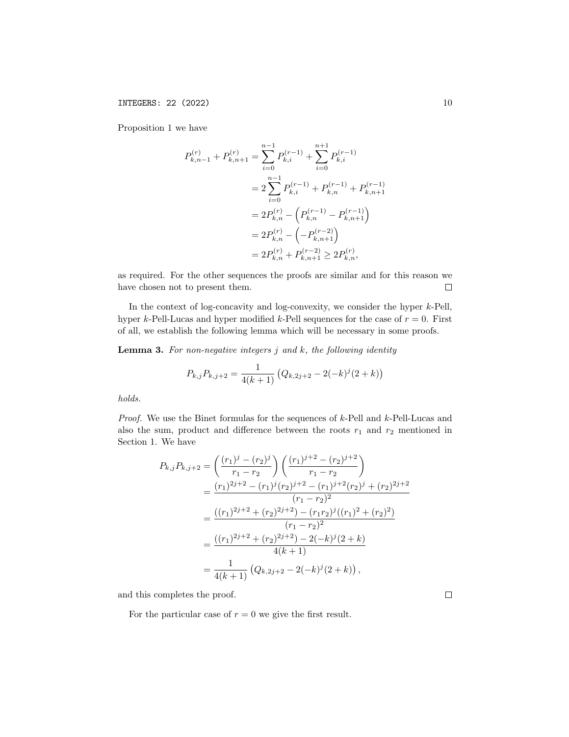Proposition 1 we have

$$
\begin{aligned}
P_{k,n-1}^{(r)} + P_{k,n+1}^{(r)} &= \sum_{i=0}^{n-1} P_{k,i}^{(r-1)} + \sum_{i=0}^{n+1} P_{k,i}^{(r-1)} \\
&= 2\sum_{i=0}^{n-1} P_{k,i}^{(r-1)} + P_{k,n}^{(r-1)} + P_{k,n+1}^{(r-1)} \\
&= 2P_{k,n}^{(r)} - \left(P_{k,n}^{(r-1)} - P_{k,n+1}^{(r-1)}\right) \\
&= 2P_{k,n}^{(r)} - \left(-P_{k,n+1}^{(r-2)}\right) \\
&= 2P_{k,n}^{(r)} + P_{k,n+1}^{(r-2)} \geq 2P_{k,n}^{(r)},
\end{aligned}
$$

as required. For the other sequences the proofs are similar and for this reason we have chosen not to present them. $\square$

In the context of log-concavity and log-convexity, we consider the hyper $k$-Pell, hyper $k$-Pell-Lucas and hyper modified $k$-Pell sequences for the case of $r = 0$. First of all, we establish the following lemma which will be necessary in some proofs.

**Lemma 3.** *For non-negative integers $j$ and $k$, the following identity*

$$
P_{k,j}P_{k,j+2} = \frac{1}{4(k+1)}\left(Q_{k,2j+2} - 2(-k)^j(2+k)\right)
$$

*holds.*

*Proof.* We use the Binet formulas for the sequences of $k$-Pell and $k$-Pell-Lucas and also the sum, product and difference between the roots $r_1$ and $r_2$ mentioned in Section 1. We have

$$
\begin{aligned}
P_{k,j}P_{k,j+2} &= \left(\frac{(r_1)^j - (r_2)^j}{r_1 - r_2}\right)\left(\frac{(r_1)^{j+2} - (r_2)^{j+2}}{r_1 - r_2}\right) \\
&= \frac{(r_1)^{2j+2} - (r_1)^j(r_2)^{j+2} - (r_1)^{j+2}(r_2)^j + (r_2)^{2j+2}}{(r_1 - r_2)^2} \\
&= \frac{((r_1)^{2j+2} + (r_2)^{2j+2}) - (r_1r_2)^j((r_1)^2 + (r_2)^2)}{(r_1 - r_2)^2} \\
&= \frac{((r_1)^{2j+2} + (r_2)^{2j+2}) - 2(-k)^j(2+k)}{4(k+1)} \\
&= \frac{1}{4(k+1)}\left(Q_{k,2j+2} - 2(-k)^j(2+k)\right),
\end{aligned}
$$

and this completes the proof. $\square$

For the particular case of $r = 0$ we give the first result.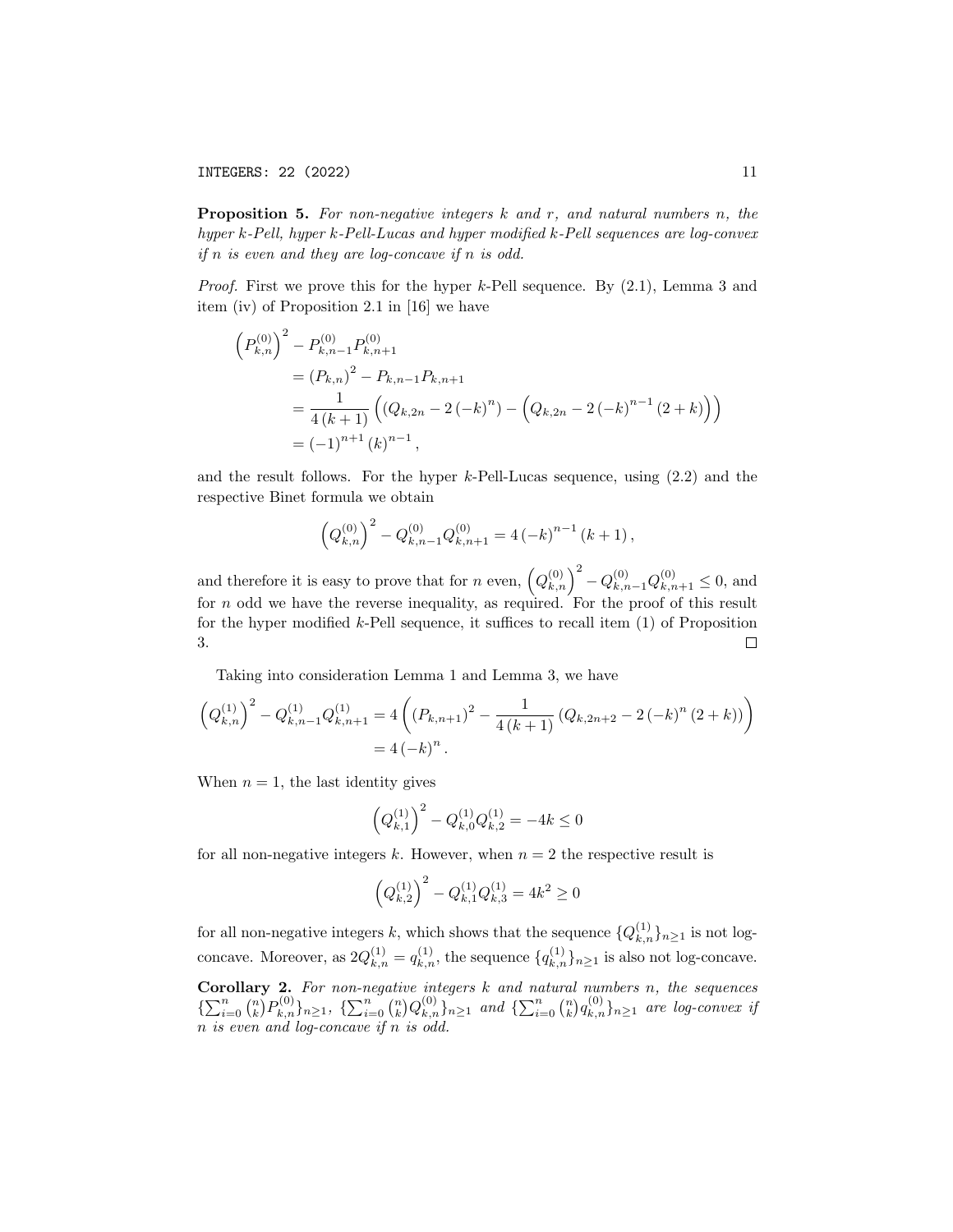**Proposition 5.** *For non-negative integers $k$ and $r$, and natural numbers $n$, the hyper $k$-Pell, hyper $k$-Pell-Lucas and hyper modified $k$-Pell sequences are log-convex if $n$ is even and they are log-concave if $n$ is odd.*

*Proof.* First we prove this for the hyper $k$-Pell sequence. By (2.1), Lemma 3 and item (iv) of Proposition 2.1 in [16] we have

$$
\begin{aligned}
\left(P_{k,n}^{(0)}\right)^2 & - P_{k,n-1}^{(0)} P_{k,n+1}^{(0)} \\
&= \left(P_{k,n}\right)^2 - P_{k,n-1} P_{k,n+1} \\
&= \frac{1}{4\left(k+1\right)} \left( \left(Q_{k,2n} - 2\left(-k\right)^n\right) - \left(Q_{k,2n} - 2\left(-k\right)^{n-1}\left(2+k\right)\right)\right) \\
&= \left(-1\right)^{n+1} \left(k\right)^{n-1},
\end{aligned}
$$

and the result follows. For the hyper $k$-Pell-Lucas sequence, using (2.2) and the respective Binet formula we obtain

$$
\left(Q_{k,n}^{(0)}\right)^2 - Q_{k,n-1}^{(0)} Q_{k,n+1}^{(0)} = 4\left(-k\right)^{n-1}\left(k+1\right),
$$

and therefore it is easy to prove that for $n$ even, $\left(Q_{k,n}^{(0)}\right)^2 - Q_{k,n-1}^{(0)} Q_{k,n+1}^{(0)} \leq 0$, and for $n$ odd we have the reverse inequality, as required. For the proof of this result for the hyper modified $k$-Pell sequence, it suffices to recall item (1) of Proposition 3. $\square$

Taking into consideration Lemma 1 and Lemma 3, we have

$$
\begin{aligned}
\left(Q_{k,n}^{(1)}\right)^2 - Q_{k,n-1}^{(1)} Q_{k,n+1}^{(1)} &= 4\left(\left(P_{k,n+1}\right)^2 - \frac{1}{4\left(k+1\right)}\left(Q_{k,2n+2} - 2\left(-k\right)^n\left(2+k\right)\right)\right) \\
&= 4\left(-k\right)^n.
\end{aligned}
$$

When $n=1$, the last identity gives

$$
\left(Q_{k,1}^{(1)}\right)^2 - Q_{k,0}^{(1)} Q_{k,2}^{(1)} = -4k \leq 0
$$

for all non-negative integers $k$. However, when $n=2$ the respective result is

$$
\left(Q_{k,2}^{(1)}\right)^2 - Q_{k,1}^{(1)} Q_{k,3}^{(1)} = 4k^2 \geq 0
$$

for all non-negative integers $k$, which shows that the sequence $\{Q_{k,n}^{(1)}\}_{n\geq 1}$ is not log-concave. Moreover, as $2Q_{k,n}^{(1)} = q_{k,n}^{(1)}$, the sequence $\{q_{k,n}^{(1)}\}_{n\geq 1}$ is also not log-concave.

**Corollary 2.** *For non-negative integers $k$ and natural numbers $n$, the sequences $\{\sum_{i=0}^{n}\binom{n}{k}P_{k,n}^{(0)}\}_{n\geq 1}$, $\{\sum_{i=0}^{n}\binom{n}{k}Q_{k,n}^{(0)}\}_{n\geq 1}$ and $\{\sum_{i=0}^{n}\binom{n}{k}q_{k,n}^{(0)}\}_{n\geq 1}$ are log-convex if $n$ is even and log-concave if $n$ is odd.*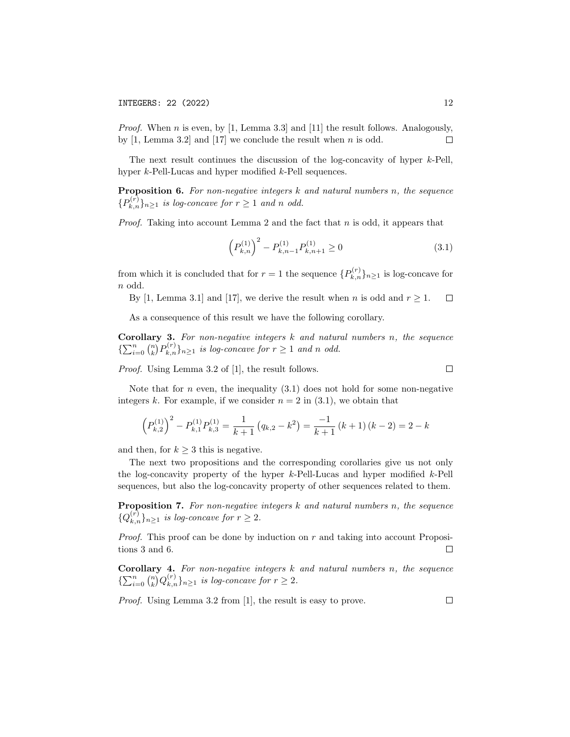*Proof.* When $n$ is even, by [1, Lemma 3.3] and [11] the result follows. Analogously, by [1, Lemma 3.2] and [17] we conclude the result when $n$ is odd. □

The next result continues the discussion of the log-concavity of hyper $k$-Pell, hyper $k$-Pell-Lucas and hyper modified $k$-Pell sequences.

**Proposition 6.** *For non-negative integers $k$ and natural numbers $n$, the sequence $\{P_{k,n}^{(r)}\}_{n\geq 1}$ is log-concave for $r \geq 1$ and $n$ odd.*

*Proof.* Taking into account Lemma 2 and the fact that $n$ is odd, it appears that

$$\left(P_{k,n}^{(1)}\right)^2 - P_{k,n-1}^{(1)} P_{k,n+1}^{(1)} \geq 0 \tag{3.1}$$

from which it is concluded that for $r = 1$ the sequence $\{P_{k,n}^{(r)}\}_{n\geq 1}$ is log-concave for $n$ odd.

By [1, Lemma 3.1] and [17], we derive the result when $n$ is odd and $r \geq 1$. □

As a consequence of this result we have the following corollary.

**Corollary 3.** *For non-negative integers $k$ and natural numbers $n$, the sequence $\{\sum_{i=0}^{n} \binom{n}{k} P_{k,n}^{(r)}\}_{n\geq 1}$ is log-concave for $r \geq 1$ and $n$ odd.*

*Proof.* Using Lemma 3.2 of [1], the result follows. □

Note that for $n$ even, the inequality (3.1) does not hold for some non-negative integers $k$. For example, if we consider $n = 2$ in (3.1), we obtain that

$$\left(P_{k,2}^{(1)}\right)^2 - P_{k,1}^{(1)} P_{k,3}^{(1)} = \frac{1}{k+1}\left(q_{k,2} - k^2\right) = \frac{-1}{k+1}\left(k+1\right)\left(k-2\right) = 2 - k$$

and then, for $k \geq 3$ this is negative.

The next two propositions and the corresponding corollaries give us not only the log-concavity property of the hyper $k$-Pell-Lucas and hyper modified $k$-Pell sequences, but also the log-concavity property of other sequences related to them.

**Proposition 7.** *For non-negative integers $k$ and natural numbers $n$, the sequence $\{Q_{k,n}^{(r)}\}_{n\geq 1}$ is log-concave for $r \geq 2$.*

*Proof.* This proof can be done by induction on $r$ and taking into account Propositions 3 and 6. □

**Corollary 4.** *For non-negative integers $k$ and natural numbers $n$, the sequence $\{\sum_{i=0}^{n} \binom{n}{k} Q_{k,n}^{(r)}\}_{n\geq 1}$ is log-concave for $r \geq 2$.*

*Proof.* Using Lemma 3.2 from [1], the result is easy to prove. □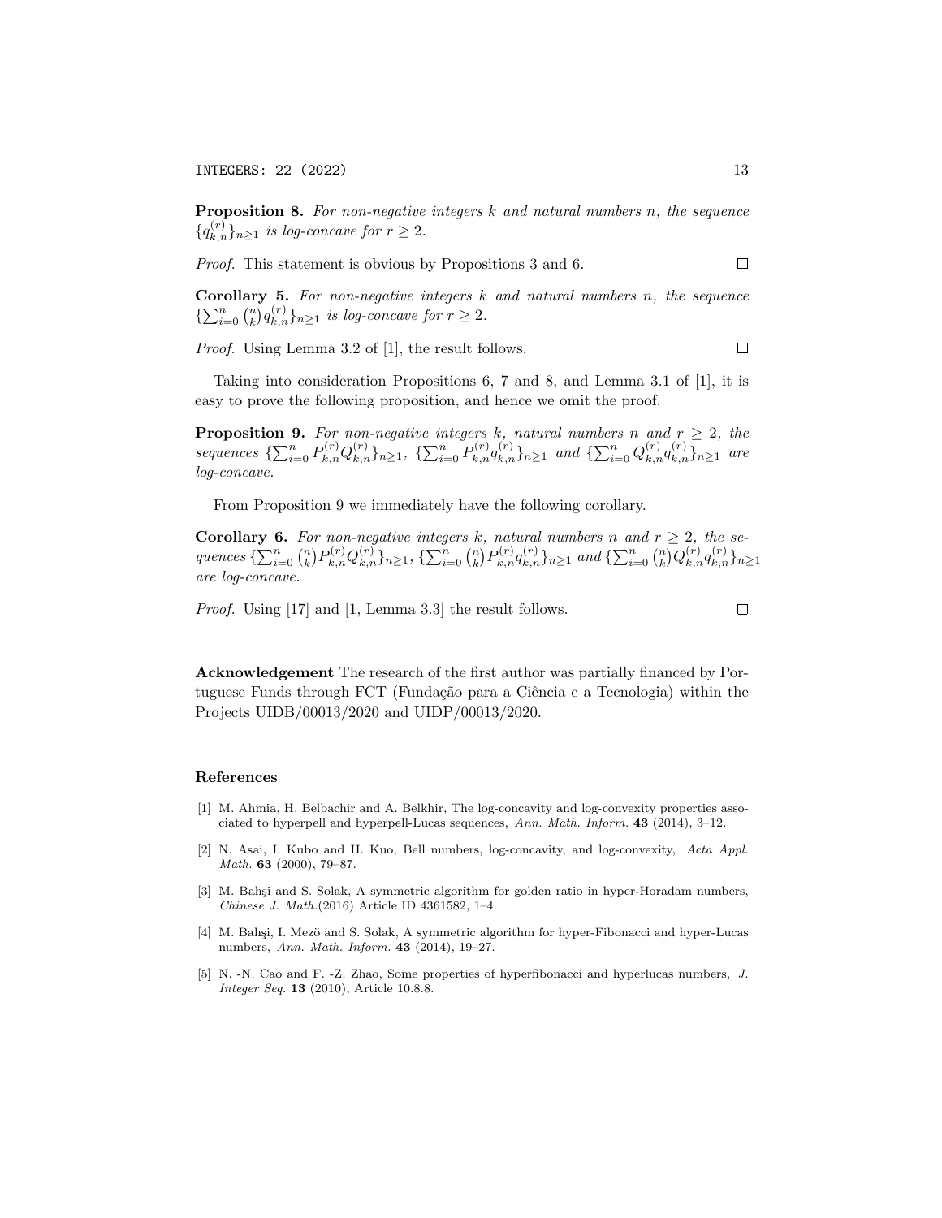**Proposition 8.** *For non-negative integers $k$ and natural numbers $n$, the sequence $\{q_{k,n}^{(r)}\}_{n\geq 1}$ is log-concave for $r \geq 2$.*

*Proof.* This statement is obvious by Propositions 3 and 6. $\square$

**Corollary 5.** *For non-negative integers $k$ and natural numbers $n$, the sequence $\{\sum_{i=0}^{n} \binom{n}{k} q_{k,n}^{(r)}\}_{n\geq 1}$ is log-concave for $r \geq 2$.*

*Proof.* Using Lemma 3.2 of [1], the result follows. $\square$

Taking into consideration Propositions 6, 7 and 8, and Lemma 3.1 of [1], it is easy to prove the following proposition, and hence we omit the proof.

**Proposition 9.** *For non-negative integers $k$, natural numbers $n$ and $r \geq 2$, the sequences $\{\sum_{i=0}^{n} P_{k,n}^{(r)} Q_{k,n}^{(r)}\}_{n\geq 1}$, $\{\sum_{i=0}^{n} P_{k,n}^{(r)} q_{k,n}^{(r)}\}_{n\geq 1}$ and $\{\sum_{i=0}^{n} Q_{k,n}^{(r)} q_{k,n}^{(r)}\}_{n\geq 1}$ are log-concave.*

From Proposition 9 we immediately have the following corollary.

**Corollary 6.** *For non-negative integers $k$, natural numbers $n$ and $r \geq 2$, the sequences $\{\sum_{i=0}^{n} \binom{n}{k} P_{k,n}^{(r)} Q_{k,n}^{(r)}\}_{n\geq 1}$, $\{\sum_{i=0}^{n} \binom{n}{k} P_{k,n}^{(r)} q_{k,n}^{(r)}\}_{n\geq 1}$ and $\{\sum_{i=0}^{n} \binom{n}{k} Q_{k,n}^{(r)} q_{k,n}^{(r)}\}_{n\geq 1}$ are log-concave.*

*Proof.* Using [17] and [1, Lemma 3.3] the result follows. $\square$

**Acknowledgement** The research of the first author was partially financed by Portuguese Funds through FCT (Fundação para a Ciência e a Tecnologia) within the Projects UIDB/00013/2020 and UIDP/00013/2020.

## References

[1] M. Ahmia, H. Belbachir and A. Belkhir, The log-concavity and log-convexity properties associated to hyperpell and hyperpell-Lucas sequences, *Ann. Math. Inform.* **43** (2014), 3–12.

[2] N. Asai, I. Kubo and H. Kuo, Bell numbers, log-concavity, and log-convexity, *Acta Appl. Math.* **63** (2000), 79–87.

[3] M. Bahşi and S. Solak, A symmetric algorithm for golden ratio in hyper-Horadam numbers, *Chinese J. Math.*(2016) Article ID 4361582, 1–4.

[4] M. Bahşi, I. Mezö and S. Solak, A symmetric algorithm for hyper-Fibonacci and hyper-Lucas numbers, *Ann. Math. Inform.* **43** (2014), 19–27.

[5] N. -N. Cao and F. -Z. Zhao, Some properties of hyperfibonacci and hyperlucas numbers, *J. Integer Seq.* **13** (2010), Article 10.8.8.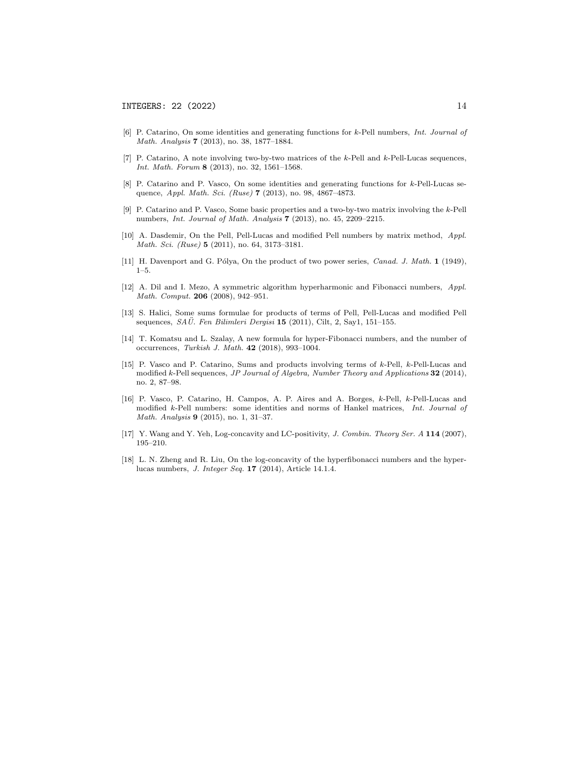[6] P. Catarino, On some identities and generating functions for $k$-Pell numbers, *Int. Journal of Math. Analysis* **7** (2013), no. 38, 1877–1884.

[7] P. Catarino, A note involving two-by-two matrices of the $k$-Pell and $k$-Pell-Lucas sequences, *Int. Math. Forum* **8** (2013), no. 32, 1561–1568.

[8] P. Catarino and P. Vasco, On some identities and generating functions for $k$-Pell-Lucas sequence, *Appl. Math. Sci. (Ruse)* **7** (2013), no. 98, 4867–4873.

[9] P. Catarino and P. Vasco, Some basic properties and a two-by-two matrix involving the $k$-Pell numbers, *Int. Journal of Math. Analysis* **7** (2013), no. 45, 2209–2215.

[10] A. Dasdemir, On the Pell, Pell-Lucas and modified Pell numbers by matrix method, *Appl. Math. Sci. (Ruse)* **5** (2011), no. 64, 3173–3181.

[11] H. Davenport and G. Pólya, On the product of two power series, *Canad. J. Math.* **1** (1949), 1–5.

[12] A. Dil and I. Mezo, A symmetric algorithm hyperharmonic and Fibonacci numbers, *Appl. Math. Comput.* **206** (2008), 942–951.

[13] S. Halici, Some sums formulae for products of terms of Pell, Pell-Lucas and modified Pell sequences, *SAÜ. Fen Bilimleri Dergisi* **15** (2011), Cilt, 2, Say1, 151–155.

[14] T. Komatsu and L. Szalay, A new formula for hyper-Fibonacci numbers, and the number of occurrences, *Turkish J. Math.* **42** (2018), 993–1004.

[15] P. Vasco and P. Catarino, Sums and products involving terms of $k$-Pell, $k$-Pell-Lucas and modified $k$-Pell sequences, *JP Journal of Algebra, Number Theory and Applications* **32** (2014), no. 2, 87–98.

[16] P. Vasco, P. Catarino, H. Campos, A. P. Aires and A. Borges, $k$-Pell, $k$-Pell-Lucas and modified $k$-Pell numbers: some identities and norms of Hankel matrices, *Int. Journal of Math. Analysis* **9** (2015), no. 1, 31–37.

[17] Y. Wang and Y. Yeh, Log-concavity and LC-positivity, *J. Combin. Theory Ser. A* **114** (2007), 195–210.

[18] L. N. Zheng and R. Liu, On the log-concavity of the hyperfibonacci numbers and the hyperlucas numbers, *J. Integer Seq.* **17** (2014), Article 14.1.4.